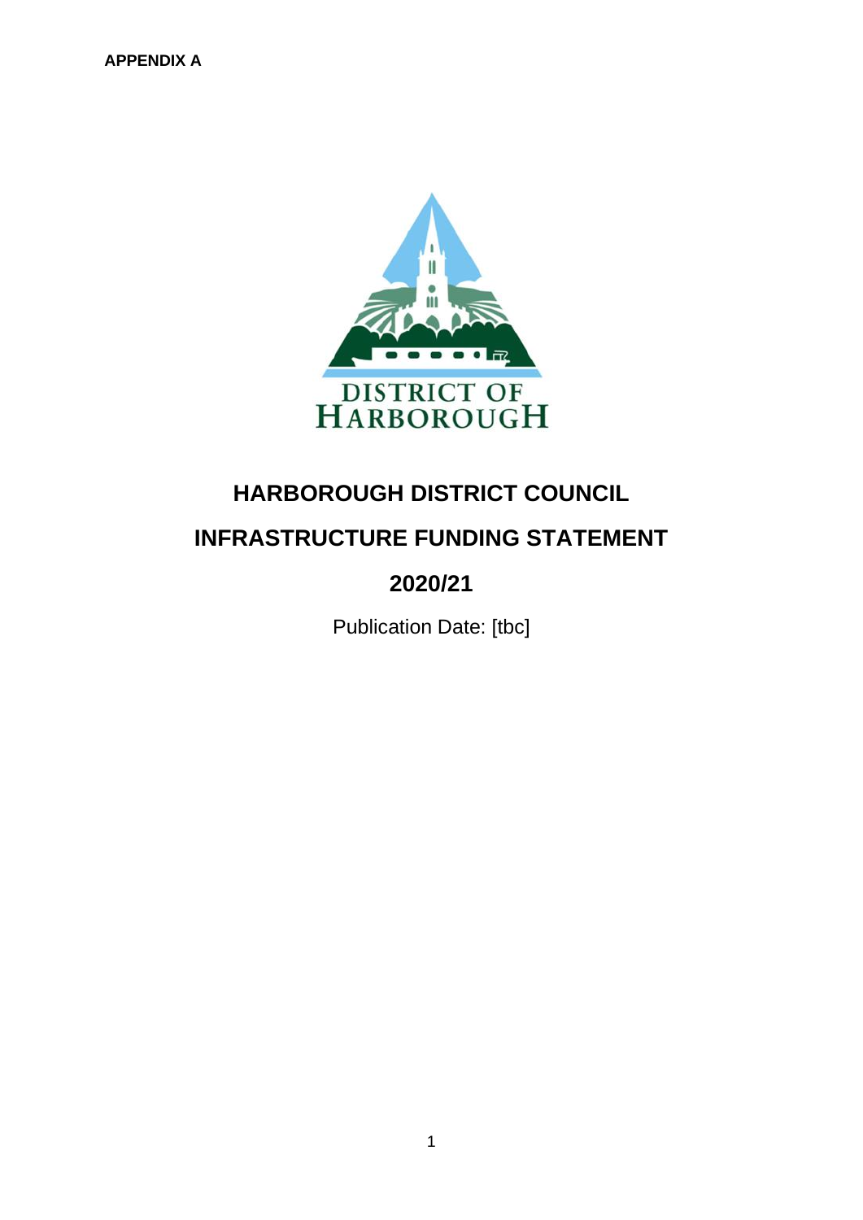**APPENDIX A**

DISTRICT OF HARBOROUGH

# HARBOROUGH DISTRICT COUNCIL

# INFRASTRUCTURE FUNDING STATEMENT

# 2020/21

Publication Date: [tbc]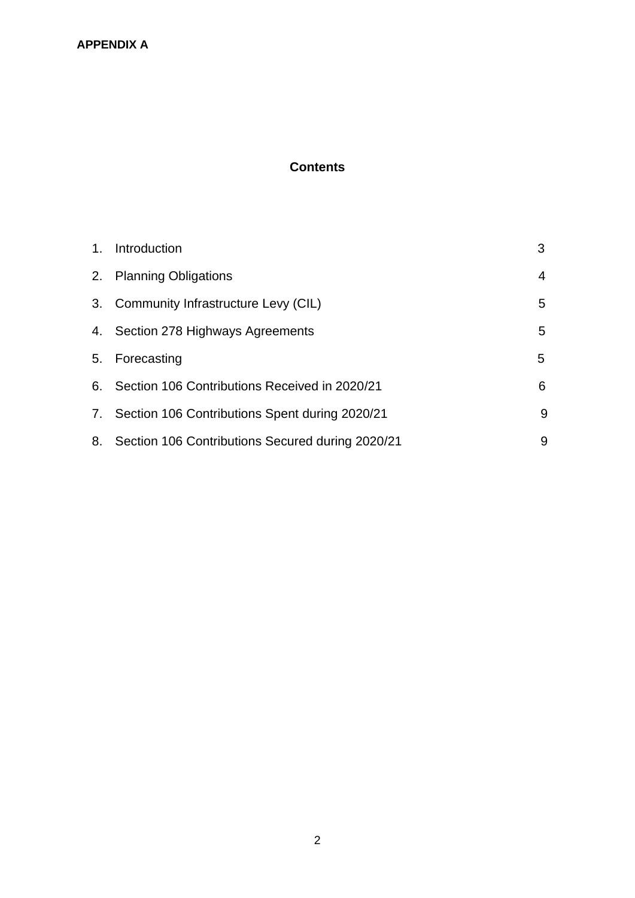**APPENDIX A**

## Contents

1. Introduction 3
2. Planning Obligations 4
3. Community Infrastructure Levy (CIL) 5
4. Section 278 Highways Agreements 5
5. Forecasting 5
6. Section 106 Contributions Received in 2020/21 6
7. Section 106 Contributions Spent during 2020/21 9
8. Section 106 Contributions Secured during 2020/21 9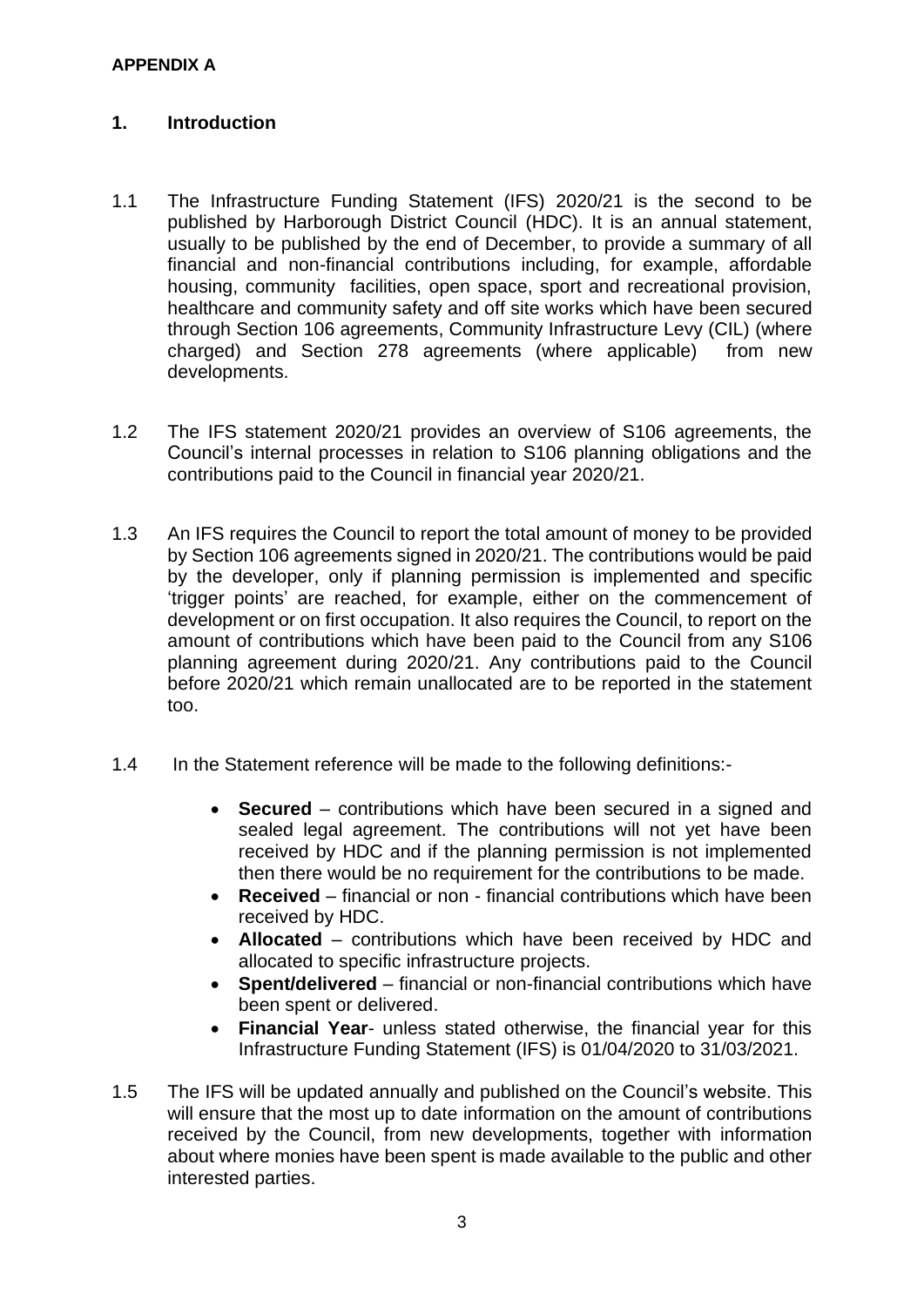**APPENDIX A**

## 1. Introduction

1.1 The Infrastructure Funding Statement (IFS) 2020/21 is the second to be published by Harborough District Council (HDC). It is an annual statement, usually to be published by the end of December, to provide a summary of all financial and non-financial contributions including, for example, affordable housing, community facilities, open space, sport and recreational provision, healthcare and community safety and off site works which have been secured through Section 106 agreements, Community Infrastructure Levy (CIL) (where charged) and Section 278 agreements (where applicable) from new developments.

1.2 The IFS statement 2020/21 provides an overview of S106 agreements, the Council's internal processes in relation to S106 planning obligations and the contributions paid to the Council in financial year 2020/21.

1.3 An IFS requires the Council to report the total amount of money to be provided by Section 106 agreements signed in 2020/21. The contributions would be paid by the developer, only if planning permission is implemented and specific 'trigger points' are reached, for example, either on the commencement of development or on first occupation. It also requires the Council, to report on the amount of contributions which have been paid to the Council from any S106 planning agreement during 2020/21. Any contributions paid to the Council before 2020/21 which remain unallocated are to be reported in the statement too.

1.4 In the Statement reference will be made to the following definitions:-

- **Secured** – contributions which have been secured in a signed and sealed legal agreement. The contributions will not yet have been received by HDC and if the planning permission is not implemented then there would be no requirement for the contributions to be made.
- **Received** – financial or non - financial contributions which have been received by HDC.
- **Allocated** – contributions which have been received by HDC and allocated to specific infrastructure projects.
- **Spent/delivered** – financial or non-financial contributions which have been spent or delivered.
- **Financial Year**- unless stated otherwise, the financial year for this Infrastructure Funding Statement (IFS) is 01/04/2020 to 31/03/2021.

1.5 The IFS will be updated annually and published on the Council's website. This will ensure that the most up to date information on the amount of contributions received by the Council, from new developments, together with information about where monies have been spent is made available to the public and other interested parties.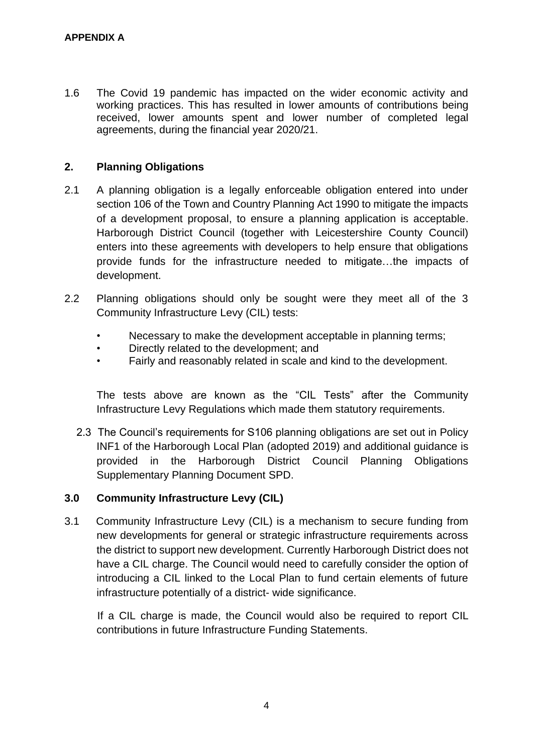**APPENDIX A**

1.6 The Covid 19 pandemic has impacted on the wider economic activity and working practices. This has resulted in lower amounts of contributions being received, lower amounts spent and lower number of completed legal agreements, during the financial year 2020/21.

## 2. Planning Obligations

2.1 A planning obligation is a legally enforceable obligation entered into under section 106 of the Town and Country Planning Act 1990 to mitigate the impacts of a development proposal, to ensure a planning application is acceptable. Harborough District Council (together with Leicestershire County Council) enters into these agreements with developers to help ensure that obligations provide funds for the infrastructure needed to mitigate…the impacts of development.

2.2 Planning obligations should only be sought were they meet all of the 3 Community Infrastructure Levy (CIL) tests:

- Necessary to make the development acceptable in planning terms;
- Directly related to the development; and
- Fairly and reasonably related in scale and kind to the development.

The tests above are known as the "CIL Tests" after the Community Infrastructure Levy Regulations which made them statutory requirements.

2.3 The Council's requirements for S106 planning obligations are set out in Policy INF1 of the Harborough Local Plan (adopted 2019) and additional guidance is provided in the Harborough District Council Planning Obligations Supplementary Planning Document SPD.

## 3.0 Community Infrastructure Levy (CIL)

3.1 Community Infrastructure Levy (CIL) is a mechanism to secure funding from new developments for general or strategic infrastructure requirements across the district to support new development. Currently Harborough District does not have a CIL charge. The Council would need to carefully consider the option of introducing a CIL linked to the Local Plan to fund certain elements of future infrastructure potentially of a district- wide significance.

If a CIL charge is made, the Council would also be required to report CIL contributions in future Infrastructure Funding Statements.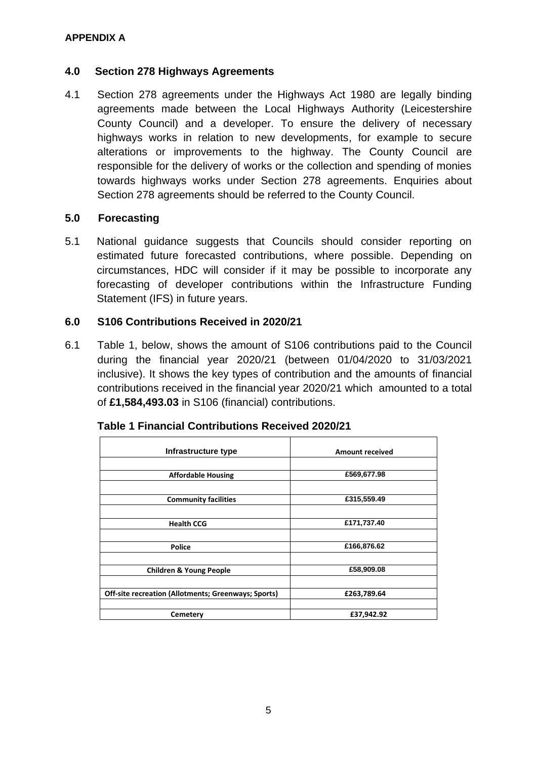**APPENDIX A**

## 4.0 Section 278 Highways Agreements

4.1 Section 278 agreements under the Highways Act 1980 are legally binding agreements made between the Local Highways Authority (Leicestershire County Council) and a developer. To ensure the delivery of necessary highways works in relation to new developments, for example to secure alterations or improvements to the highway. The County Council are responsible for the delivery of works or the collection and spending of monies towards highways works under Section 278 agreements. Enquiries about Section 278 agreements should be referred to the County Council.

## 5.0 Forecasting

5.1 National guidance suggests that Councils should consider reporting on estimated future forecasted contributions, where possible. Depending on circumstances, HDC will consider if it may be possible to incorporate any forecasting of developer contributions within the Infrastructure Funding Statement (IFS) in future years.

## 6.0 S106 Contributions Received in 2020/21

6.1 Table 1, below, shows the amount of S106 contributions paid to the Council during the financial year 2020/21 (between 01/04/2020 to 31/03/2021 inclusive). It shows the key types of contribution and the amounts of financial contributions received in the financial year 2020/21 which amounted to a total of **£1,584,493.03** in S106 (financial) contributions.

**Table 1 Financial Contributions Received 2020/21**

| Infrastructure type | Amount received |
|---|---|
| Affordable Housing | £569,677.98 |
| Community facilities | £315,559.49 |
| Health CCG | £171,737.40 |
| Police | £166,876.62 |
| Children & Young People | £58,909.08 |
| Off-site recreation (Allotments; Greenways; Sports) | £263,789.64 |
| Cemetery | £37,942.92 |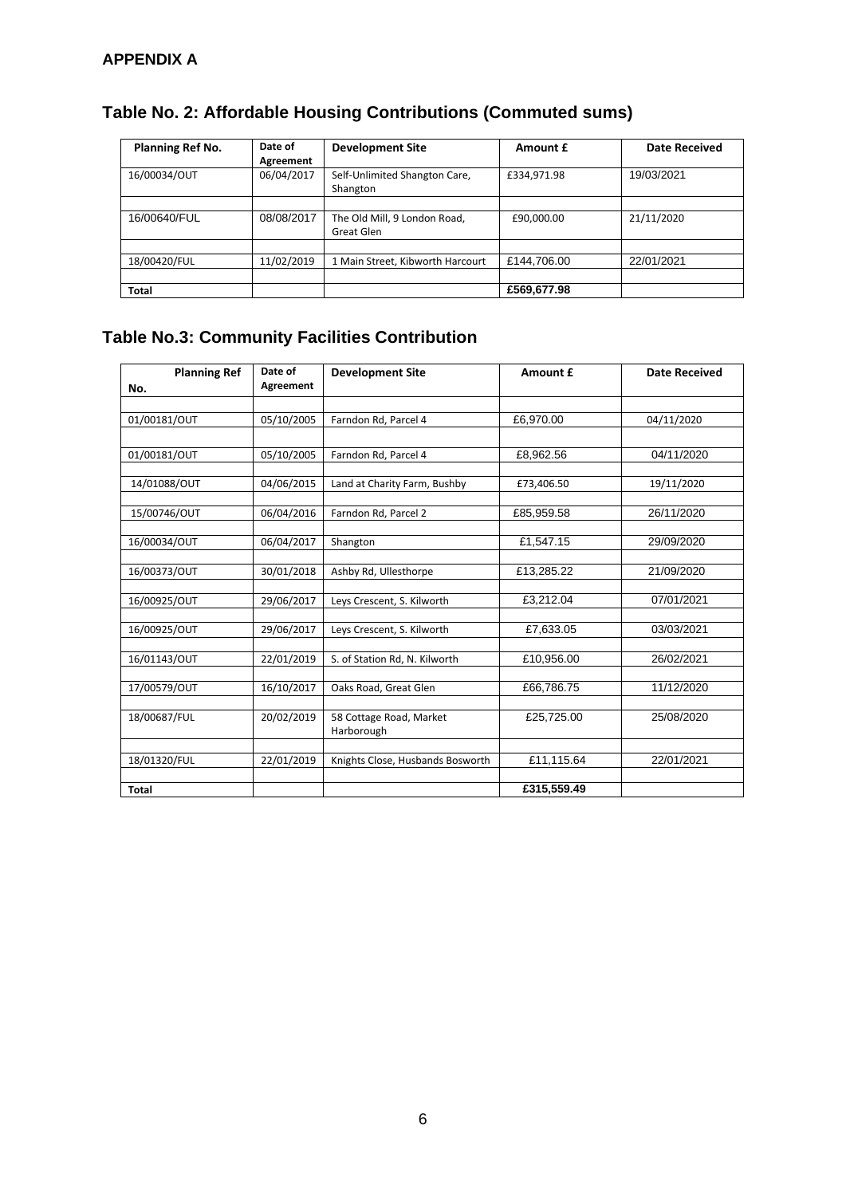**APPENDIX A**

## Table No. 2: Affordable Housing Contributions (Commuted sums)

| Planning Ref No. | Date of Agreement | Development Site | Amount £ | Date Received |
|---|---|---|---|---|
| 16/00034/OUT | 06/04/2017 | Self-Unlimited Shangton Care, Shangton | £334,971.98 | 19/03/2021 |
| | | | | |
| 16/00640/FUL | 08/08/2017 | The Old Mill, 9 London Road, Great Glen | £90,000.00 | 21/11/2020 |
| | | | | |
| 18/00420/FUL | 11/02/2019 | 1 Main Street, Kibworth Harcourt | £144,706.00 | 22/01/2021 |
| | | | | |
| **Total** | | | **£569,677.98** | |

## Table No.3: Community Facilities Contribution

| Planning Ref No. | Date of Agreement | Development Site | Amount £ | Date Received |
|---|---|---|---|---|
| | | | | |
| 01/00181/OUT | 05/10/2005 | Farndon Rd, Parcel 4 | £6,970.00 | 04/11/2020 |
| | | | | |
| 01/00181/OUT | 05/10/2005 | Farndon Rd, Parcel 4 | £8,962.56 | 04/11/2020 |
| | | | | |
| 14/01088/OUT | 04/06/2015 | Land at Charity Farm, Bushby | £73,406.50 | 19/11/2020 |
| | | | | |
| 15/00746/OUT | 06/04/2016 | Farndon Rd, Parcel 2 | £85,959.58 | 26/11/2020 |
| | | | | |
| 16/00034/OUT | 06/04/2017 | Shangton | £1,547.15 | 29/09/2020 |
| | | | | |
| 16/00373/OUT | 30/01/2018 | Ashby Rd, Ullesthorpe | £13,285.22 | 21/09/2020 |
| | | | | |
| 16/00925/OUT | 29/06/2017 | Leys Crescent, S. Kilworth | £3,212.04 | 07/01/2021 |
| | | | | |
| 16/00925/OUT | 29/06/2017 | Leys Crescent, S. Kilworth | £7,633.05 | 03/03/2021 |
| | | | | |
| 16/01143/OUT | 22/01/2019 | S. of Station Rd, N. Kilworth | £10,956.00 | 26/02/2021 |
| | | | | |
| 17/00579/OUT | 16/10/2017 | Oaks Road, Great Glen | £66,786.75 | 11/12/2020 |
| | | | | |
| 18/00687/FUL | 20/02/2019 | 58 Cottage Road, Market Harborough | £25,725.00 | 25/08/2020 |
| | | | | |
| 18/01320/FUL | 22/01/2019 | Knights Close, Husbands Bosworth | £11,115.64 | 22/01/2021 |
| | | | | |
| **Total** | | | **£315,559.49** | |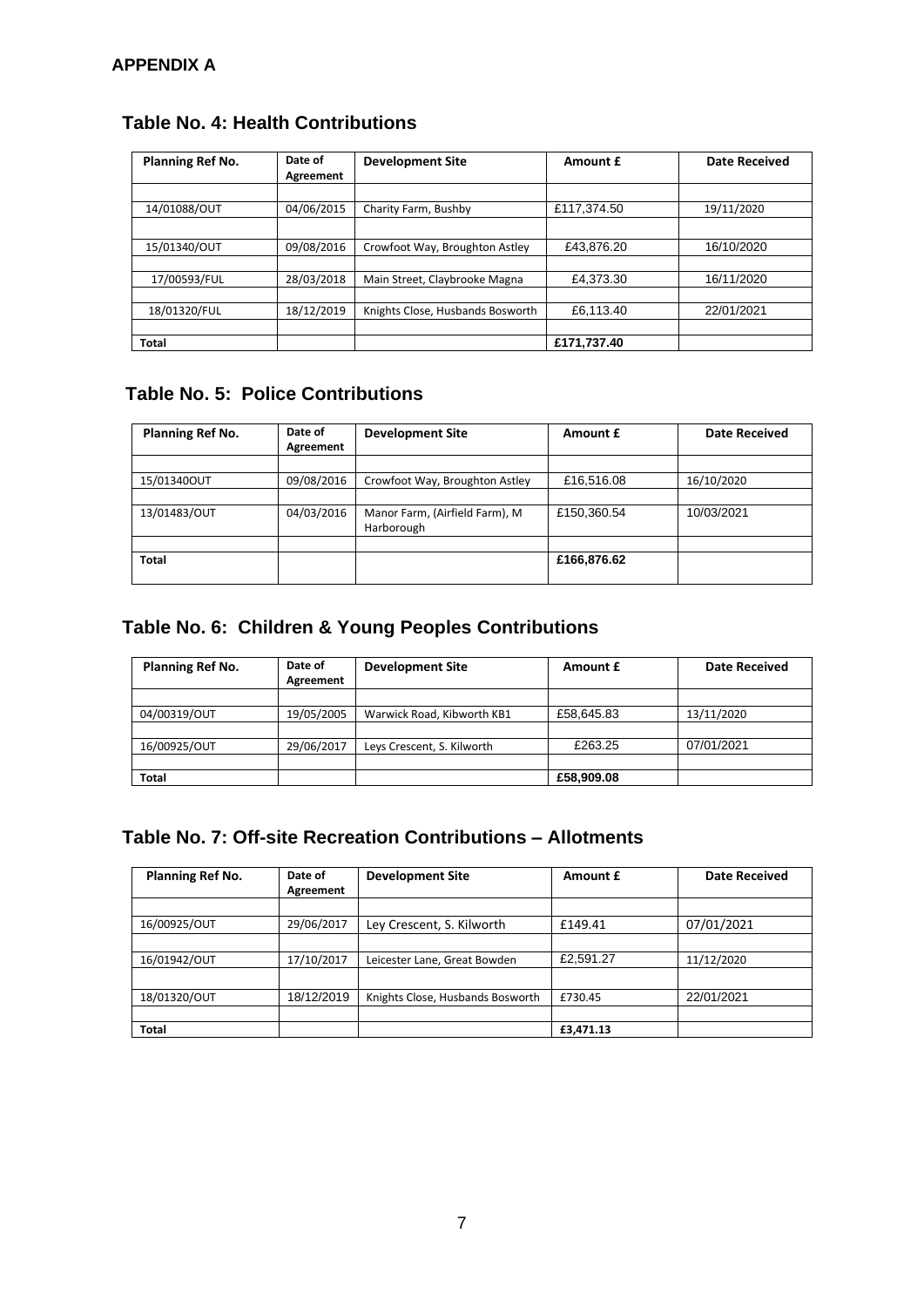**APPENDIX A**

## Table No. 4: Health Contributions

| Planning Ref No. | Date of Agreement | Development Site | Amount £ | Date Received |
|---|---|---|---|---|
| 14/01088/OUT | 04/06/2015 | Charity Farm, Bushby | £117,374.50 | 19/11/2020 |
| 15/01340/OUT | 09/08/2016 | Crowfoot Way, Broughton Astley | £43,876.20 | 16/10/2020 |
| 17/00593/FUL | 28/03/2018 | Main Street, Claybrooke Magna | £4,373.30 | 16/11/2020 |
| 18/01320/FUL | 18/12/2019 | Knights Close, Husbands Bosworth | £6,113.40 | 22/01/2021 |
| **Total** | | | **£171,737.40** | |

## Table No. 5: Police Contributions

| Planning Ref No. | Date of Agreement | Development Site | Amount £ | Date Received |
|---|---|---|---|---|
| 15/01340OUT | 09/08/2016 | Crowfoot Way, Broughton Astley | £16,516.08 | 16/10/2020 |
| 13/01483/OUT | 04/03/2016 | Manor Farm, (Airfield Farm), M Harborough | £150,360.54 | 10/03/2021 |
| **Total** | | | **£166,876.62** | |

## Table No. 6: Children & Young Peoples Contributions

| Planning Ref No. | Date of Agreement | Development Site | Amount £ | Date Received |
|---|---|---|---|---|
| 04/00319/OUT | 19/05/2005 | Warwick Road, Kibworth KB1 | £58,645.83 | 13/11/2020 |
| 16/00925/OUT | 29/06/2017 | Leys Crescent, S. Kilworth | £263.25 | 07/01/2021 |
| **Total** | | | **£58,909.08** | |

## Table No. 7: Off-site Recreation Contributions – Allotments

| Planning Ref No. | Date of Agreement | Development Site | Amount £ | Date Received |
|---|---|---|---|---|
| 16/00925/OUT | 29/06/2017 | Ley Crescent, S. Kilworth | £149.41 | 07/01/2021 |
| 16/01942/OUT | 17/10/2017 | Leicester Lane, Great Bowden | £2,591.27 | 11/12/2020 |
| 18/01320/OUT | 18/12/2019 | Knights Close, Husbands Bosworth | £730.45 | 22/01/2021 |
| **Total** | | | **£3,471.13** | |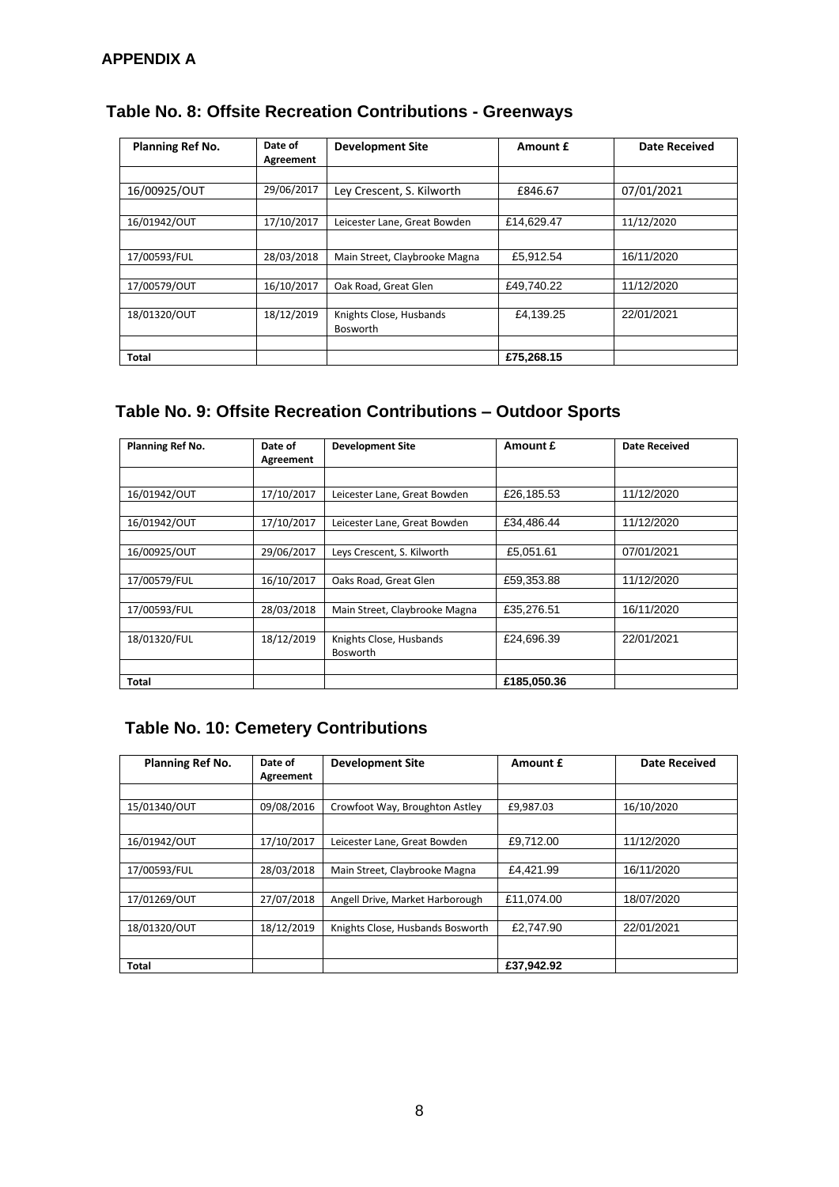**APPENDIX A**

## Table No. 8: Offsite Recreation Contributions - Greenways

| Planning Ref No. | Date of Agreement | Development Site | Amount £ | Date Received |
|---|---|---|---|---|
| 16/00925/OUT | 29/06/2017 | Ley Crescent, S. Kilworth | £846.67 | 07/01/2021 |
| 16/01942/OUT | 17/10/2017 | Leicester Lane, Great Bowden | £14,629.47 | 11/12/2020 |
| 17/00593/FUL | 28/03/2018 | Main Street, Claybrooke Magna | £5,912.54 | 16/11/2020 |
| 17/00579/OUT | 16/10/2017 | Oak Road, Great Glen | £49,740.22 | 11/12/2020 |
| 18/01320/OUT | 18/12/2019 | Knights Close, Husbands Bosworth | £4,139.25 | 22/01/2021 |
| **Total** | | | **£75,268.15** | |

## Table No. 9: Offsite Recreation Contributions – Outdoor Sports

| Planning Ref No. | Date of Agreement | Development Site | Amount £ | Date Received |
|---|---|---|---|---|
| 16/01942/OUT | 17/10/2017 | Leicester Lane, Great Bowden | £26,185.53 | 11/12/2020 |
| 16/01942/OUT | 17/10/2017 | Leicester Lane, Great Bowden | £34,486.44 | 11/12/2020 |
| 16/00925/OUT | 29/06/2017 | Leys Crescent, S. Kilworth | £5,051.61 | 07/01/2021 |
| 17/00579/FUL | 16/10/2017 | Oaks Road, Great Glen | £59,353.88 | 11/12/2020 |
| 17/00593/FUL | 28/03/2018 | Main Street, Claybrooke Magna | £35,276.51 | 16/11/2020 |
| 18/01320/FUL | 18/12/2019 | Knights Close, Husbands Bosworth | £24,696.39 | 22/01/2021 |
| **Total** | | | **£185,050.36** | |

## Table No. 10: Cemetery Contributions

| Planning Ref No. | Date of Agreement | Development Site | Amount £ | Date Received |
|---|---|---|---|---|
| 15/01340/OUT | 09/08/2016 | Crowfoot Way, Broughton Astley | £9,987.03 | 16/10/2020 |
| 16/01942/OUT | 17/10/2017 | Leicester Lane, Great Bowden | £9,712.00 | 11/12/2020 |
| 17/00593/FUL | 28/03/2018 | Main Street, Claybrooke Magna | £4,421.99 | 16/11/2020 |
| 17/01269/OUT | 27/07/2018 | Angell Drive, Market Harborough | £11,074.00 | 18/07/2020 |
| 18/01320/OUT | 18/12/2019 | Knights Close, Husbands Bosworth | £2,747.90 | 22/01/2021 |
| **Total** | | | **£37,942.92** | |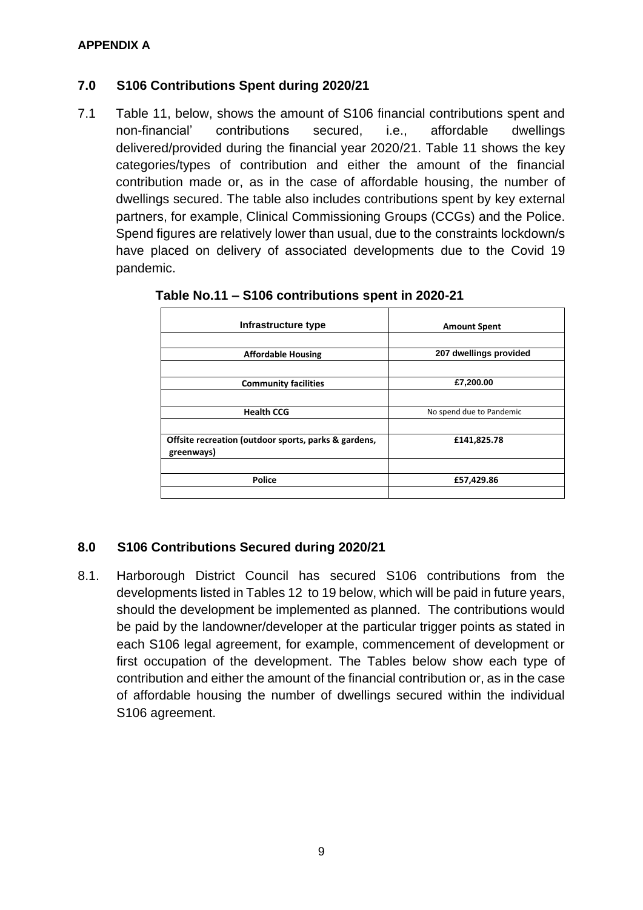**APPENDIX A**

## 7.0 S106 Contributions Spent during 2020/21

7.1 Table 11, below, shows the amount of S106 financial contributions spent and non-financial' contributions secured, i.e., affordable dwellings delivered/provided during the financial year 2020/21. Table 11 shows the key categories/types of contribution and either the amount of the financial contribution made or, as in the case of affordable housing, the number of dwellings secured. The table also includes contributions spent by key external partners, for example, Clinical Commissioning Groups (CCGs) and the Police. Spend figures are relatively lower than usual, due to the constraints lockdown/s have placed on delivery of associated developments due to the Covid 19 pandemic.

**Table No.11 – S106 contributions spent in 2020-21**

| Infrastructure type | Amount Spent |
|---|---|
| | |
| **Affordable Housing** | **207 dwellings provided** |
| | |
| **Community facilities** | **£7,200.00** |
| | |
| **Health CCG** | No spend due to Pandemic |
| | |
| **Offsite recreation (outdoor sports, parks & gardens, greenways)** | **£141,825.78** |
| | |
| **Police** | **£57,429.86** |
| | |

## 8.0 S106 Contributions Secured during 2020/21

8.1. Harborough District Council has secured S106 contributions from the developments listed in Tables 12 to 19 below, which will be paid in future years, should the development be implemented as planned. The contributions would be paid by the landowner/developer at the particular trigger points as stated in each S106 legal agreement, for example, commencement of development or first occupation of the development. The Tables below show each type of contribution and either the amount of the financial contribution or, as in the case of affordable housing the number of dwellings secured within the individual S106 agreement.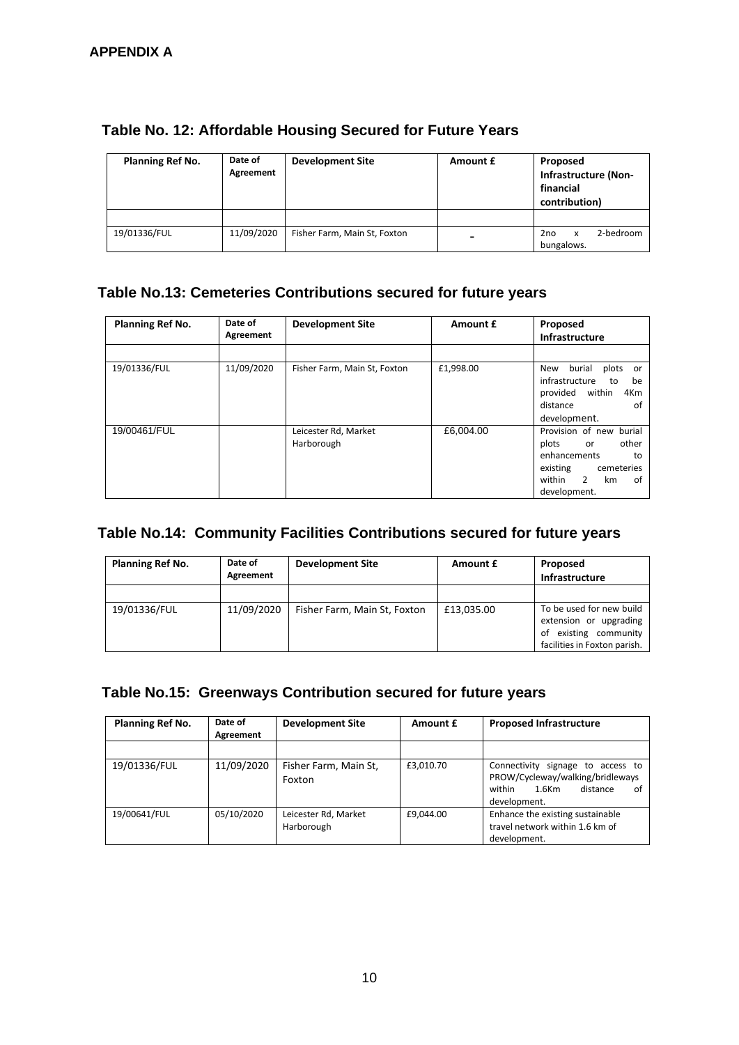**APPENDIX A**

## Table No. 12: Affordable Housing Secured for Future Years

| Planning Ref No. | Date of Agreement | Development Site | Amount £ | Proposed Infrastructure (Non-financial contribution) |
|---|---|---|---|---|
| | | | | |
| 19/01336/FUL | 11/09/2020 | Fisher Farm, Main St, Foxton | - | 2no x 2-bedroom bungalows. |

## Table No.13: Cemeteries Contributions secured for future years

| Planning Ref No. | Date of Agreement | Development Site | Amount £ | Proposed Infrastructure |
|---|---|---|---|---|
| | | | | |
| 19/01336/FUL | 11/09/2020 | Fisher Farm, Main St, Foxton | £1,998.00 | New burial plots or infrastructure to be provided within 4Km distance of development. |
| 19/00461/FUL | | Leicester Rd, Market Harborough | £6,004.00 | Provision of new burial plots or other enhancements to existing cemeteries within 2 km of development. |

## Table No.14: Community Facilities Contributions secured for future years

| Planning Ref No. | Date of Agreement | Development Site | Amount £ | Proposed Infrastructure |
|---|---|---|---|---|
| | | | | |
| 19/01336/FUL | 11/09/2020 | Fisher Farm, Main St, Foxton | £13,035.00 | To be used for new build extension or upgrading of existing community facilities in Foxton parish. |

## Table No.15: Greenways Contribution secured for future years

| Planning Ref No. | Date of Agreement | Development Site | Amount £ | Proposed Infrastructure |
|---|---|---|---|---|
| | | | | |
| 19/01336/FUL | 11/09/2020 | Fisher Farm, Main St, Foxton | £3,010.70 | Connectivity signage to access to PROW/Cycleway/walking/bridleways within 1.6Km distance of development. |
| 19/00641/FUL | 05/10/2020 | Leicester Rd, Market Harborough | £9,044.00 | Enhance the existing sustainable travel network within 1.6 km of development. |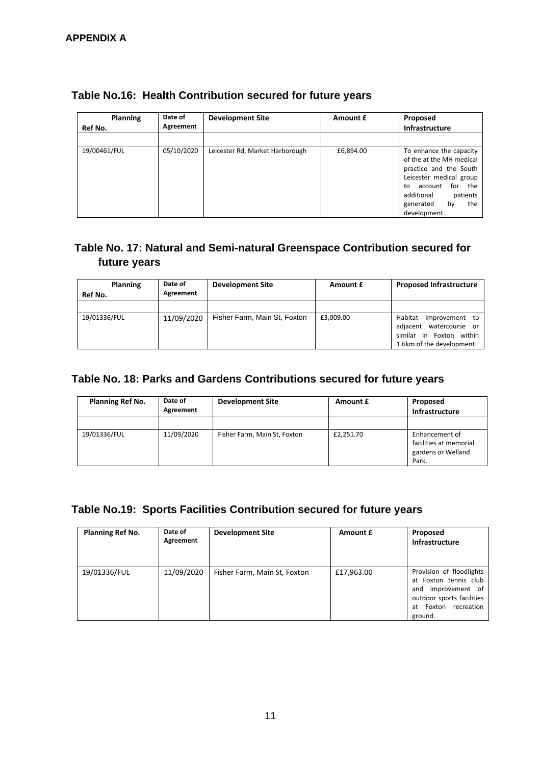**APPENDIX A**

## Table No.16: Health Contribution secured for future years

| Planning Ref No. | Date of Agreement | Development Site | Amount £ | Proposed Infrastructure |
|---|---|---|---|---|
| | | | | |
| 19/00461/FUL | 05/10/2020 | Leicester Rd, Market Harborough | £6,894.00 | To enhance the capacity of the at the MH medical practice and the South Leicester medical group to account for the additional patients generated by the development. |

## Table No. 17: Natural and Semi-natural Greenspace Contribution secured for future years

| Planning Ref No. | Date of Agreement | Development Site | Amount £ | Proposed Infrastructure |
|---|---|---|---|---|
| | | | | |
| 19/01336/FUL | 11/09/2020 | Fisher Farm, Main St, Foxton | £3,009.00 | Habitat improvement to adjacent watercourse or similar in Foxton within 1.6km of the development. |

## Table No. 18: Parks and Gardens Contributions secured for future years

| Planning Ref No. | Date of Agreement | Development Site | Amount £ | Proposed Infrastructure |
|---|---|---|---|---|
| | | | | |
| 19/01336/FUL | 11/09/2020 | Fisher Farm, Main St, Foxton | £2,251.70 | Enhancement of facilities at memorial gardens or Welland Park. |

## Table No.19: Sports Facilities Contribution secured for future years

| Planning Ref No. | Date of Agreement | Development Site | Amount £ | Proposed Infrastructure |
|---|---|---|---|---|
| 19/01336/FUL | 11/09/2020 | Fisher Farm, Main St, Foxton | £17,963.00 | Provision of floodlights at Foxton tennis club and improvement of outdoor sports facilities at Foxton recreation ground. |